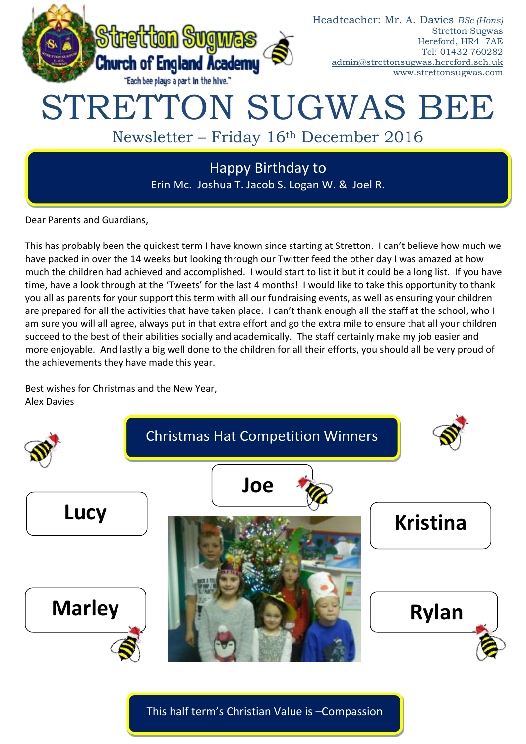Headteacher: Mr. A. Davies *BSc (Hons)*
Stretton Sugwas
Hereford, HR4 7AE
Tel: 01432 760282
admin@strettonsugwas.hereford.sch.uk
www.strettonsugwas.com

Stretton Sugwas Church of England Academy
"Each bee plays a part in the hive."

# STRETTON SUGWAS BEE

## Newsletter – Friday 16th December 2016

**Happy Birthday to**
Erin Mc. Joshua T. Jacob S. Logan W. & Joel R.

Dear Parents and Guardians,

This has probably been the quickest term I have known since starting at Stretton. I can't believe how much we have packed in over the 14 weeks but looking through our Twitter feed the other day I was amazed at how much the children had achieved and accomplished. I would start to list it but it could be a long list. If you have time, have a look through at the 'Tweets' for the last 4 months! I would like to take this opportunity to thank you all as parents for your support this term with all our fundraising events, as well as ensuring your children are prepared for all the activities that have taken place. I can't thank enough all the staff at the school, who I am sure you will all agree, always put in that extra effort and go the extra mile to ensure that all your children succeed to the best of their abilities socially and academically. The staff certainly make my job easier and more enjoyable. And lastly a big well done to the children for all their efforts, you should all be very proud of the achievements they have made this year.

Best wishes for Christmas and the New Year,
Alex Davies

## Christmas Hat Competition Winners

**Joe**

**Lucy**

**Kristina**

**Marley**

**Rylan**

This half term's Christian Value is –Compassion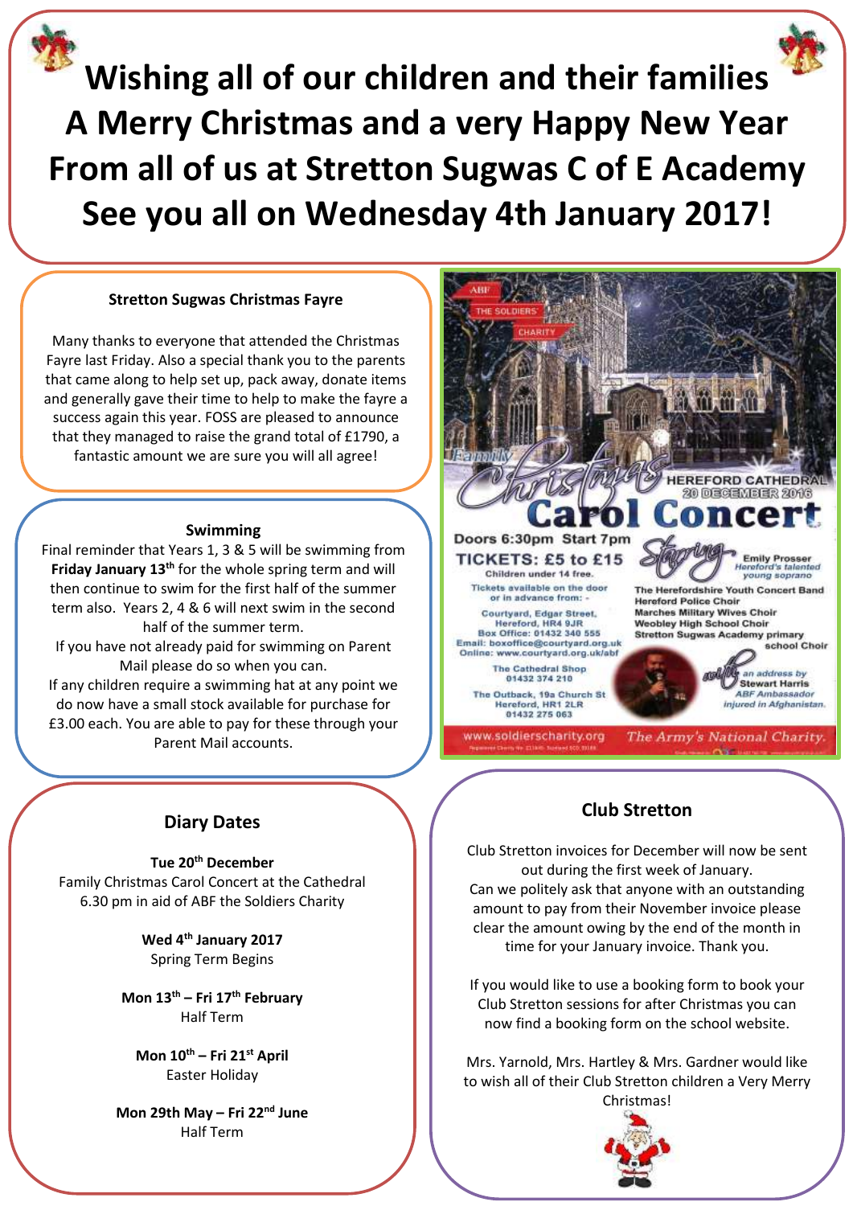# Wishing all of our children and their families A Merry Christmas and a very Happy New Year From all of us at Stretton Sugwas C of E Academy See you all on Wednesday 4th January 2017!

### Stretton Sugwas Christmas Fayre

Many thanks to everyone that attended the Christmas Fayre last Friday. Also a special thank you to the parents that came along to help set up, pack away, donate items and generally gave their time to help to make the fayre a success again this year. FOSS are pleased to announce that they managed to raise the grand total of £1790, a fantastic amount we are sure you will all agree!

### Swimming

Final reminder that Years 1, 3 & 5 will be swimming from **Friday January 13th** for the whole spring term and will then continue to swim for the first half of the summer term also. Years 2, 4 & 6 will next swim in the second half of the summer term.

If you have not already paid for swimming on Parent Mail please do so when you can.

If any children require a swimming hat at any point we do now have a small stock available for purchase for £3.00 each. You are able to pay for these through your Parent Mail accounts.

ABF THE SOLDIERS' CHARITY

Family Christmas Carol Concert

HEREFORD CATHEDRAL 20 DECEMBER 2016

Doors 6:30pm Start 7pm

TICKETS: £5 to £15

Children under 14 free.

Tickets available on the door or in advance from: -

Courtyard, Edgar Street, Hereford, HR4 9JR
Box Office: 01432 340 555
Email: boxoffice@courtyard.org.uk
Online: www.courtyard.org.uk/abf

The Cathedral Shop
01432 374 210

The Outback, 19a Church St
Hereford, HR1 2LR
01432 275 063

Starring

Emily Prosser
*Hereford's talented young soprano*

The Herefordshire Youth Concert Band
Hereford Police Choir
Marches Military Wives Choir
Weobley High School Choir
Stretton Sugwas Academy primary school Choir

with *an address by* Stewart Harris
*ABF Ambassador injured in Afghanistan.*

www.soldierscharity.org *The Army's National Charity.*

### Diary Dates

**Tue 20th December**
Family Christmas Carol Concert at the Cathedral
6.30 pm in aid of ABF the Soldiers Charity

**Wed 4th January 2017**
Spring Term Begins

**Mon 13th – Fri 17th February**
Half Term

**Mon 10th – Fri 21st April**
Easter Holiday

**Mon 29th May – Fri 22nd June**
Half Term

### Club Stretton

Club Stretton invoices for December will now be sent out during the first week of January.
Can we politely ask that anyone with an outstanding amount to pay from their November invoice please clear the amount owing by the end of the month in time for your January invoice. Thank you.

If you would like to use a booking form to book your Club Stretton sessions for after Christmas you can now find a booking form on the school website.

Mrs. Yarnold, Mrs. Hartley & Mrs. Gardner would like to wish all of their Club Stretton children a Very Merry Christmas!